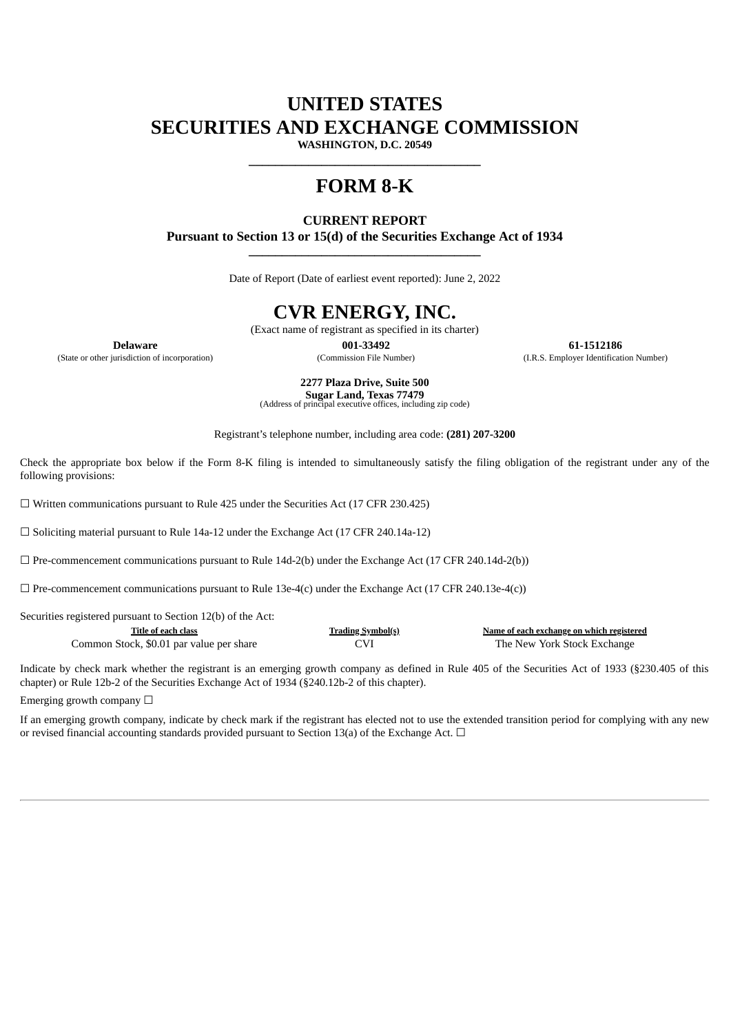# UNITED STATES
# SECURITIES AND EXCHANGE COMMISSION

**WASHINGTON, D.C. 20549**

---

# FORM 8-K

**CURRENT REPORT**
**Pursuant to Section 13 or 15(d) of the Securities Exchange Act of 1934**

---

Date of Report (Date of earliest event reported): June 2, 2022

# CVR ENERGY, INC.

(Exact name of registrant as specified in its charter)

| | | |
|---|---|---|
| **Delaware** | **001-33492** | **61-1512186** |
| (State or other jurisdiction of incorporation) | (Commission File Number) | (I.R.S. Employer Identification Number) |

**2277 Plaza Drive, Suite 500**
**Sugar Land, Texas 77479**
(Address of principal executive offices, including zip code)

Registrant's telephone number, including area code: **(281) 207-3200**

Check the appropriate box below if the Form 8-K filing is intended to simultaneously satisfy the filing obligation of the registrant under any of the following provisions:

☐ Written communications pursuant to Rule 425 under the Securities Act (17 CFR 230.425)

☐ Soliciting material pursuant to Rule 14a-12 under the Exchange Act (17 CFR 240.14a-12)

☐ Pre-commencement communications pursuant to Rule 14d-2(b) under the Exchange Act (17 CFR 240.14d-2(b))

☐ Pre-commencement communications pursuant to Rule 13e-4(c) under the Exchange Act (17 CFR 240.13e-4(c))

Securities registered pursuant to Section 12(b) of the Act:

| Title of each class | Trading Symbol(s) | Name of each exchange on which registered |
|---|---|---|
| Common Stock, $0.01 par value per share | CVI | The New York Stock Exchange |

Indicate by check mark whether the registrant is an emerging growth company as defined in Rule 405 of the Securities Act of 1933 (§230.405 of this chapter) or Rule 12b-2 of the Securities Exchange Act of 1934 (§240.12b-2 of this chapter).

Emerging growth company ☐

If an emerging growth company, indicate by check mark if the registrant has elected not to use the extended transition period for complying with any new or revised financial accounting standards provided pursuant to Section 13(a) of the Exchange Act. ☐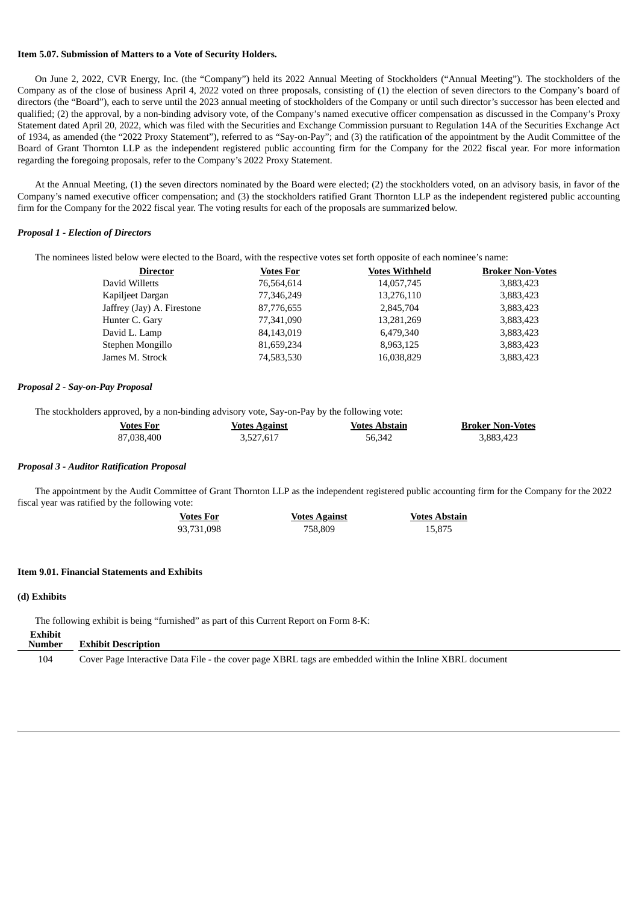**Item 5.07. Submission of Matters to a Vote of Security Holders.**

On June 2, 2022, CVR Energy, Inc. (the "Company") held its 2022 Annual Meeting of Stockholders ("Annual Meeting"). The stockholders of the Company as of the close of business April 4, 2022 voted on three proposals, consisting of (1) the election of seven directors to the Company's board of directors (the "Board"), each to serve until the 2023 annual meeting of stockholders of the Company or until such director's successor has been elected and qualified; (2) the approval, by a non-binding advisory vote, of the Company's named executive officer compensation as discussed in the Company's Proxy Statement dated April 20, 2022, which was filed with the Securities and Exchange Commission pursuant to Regulation 14A of the Securities Exchange Act of 1934, as amended (the "2022 Proxy Statement"), referred to as "Say-on-Pay"; and (3) the ratification of the appointment by the Audit Committee of the Board of Grant Thornton LLP as the independent registered public accounting firm for the Company for the 2022 fiscal year. For more information regarding the foregoing proposals, refer to the Company's 2022 Proxy Statement.

At the Annual Meeting, (1) the seven directors nominated by the Board were elected; (2) the stockholders voted, on an advisory basis, in favor of the Company's named executive officer compensation; and (3) the stockholders ratified Grant Thornton LLP as the independent registered public accounting firm for the Company for the 2022 fiscal year. The voting results for each of the proposals are summarized below.

***Proposal 1 - Election of Directors***

The nominees listed below were elected to the Board, with the respective votes set forth opposite of each nominee's name:

| Director | Votes For | Votes Withheld | Broker Non-Votes |
|---|---|---|---|
| David Willetts | 76,564,614 | 14,057,745 | 3,883,423 |
| Kapiljeet Dargan | 77,346,249 | 13,276,110 | 3,883,423 |
| Jaffrey (Jay) A. Firestone | 87,776,655 | 2,845,704 | 3,883,423 |
| Hunter C. Gary | 77,341,090 | 13,281,269 | 3,883,423 |
| David L. Lamp | 84,143,019 | 6,479,340 | 3,883,423 |
| Stephen Mongillo | 81,659,234 | 8,963,125 | 3,883,423 |
| James M. Strock | 74,583,530 | 16,038,829 | 3,883,423 |

***Proposal 2 - Say-on-Pay Proposal***

The stockholders approved, by a non-binding advisory vote, Say-on-Pay by the following vote:

| Votes For | Votes Against | Votes Abstain | Broker Non-Votes |
|---|---|---|---|
| 87,038,400 | 3,527,617 | 56,342 | 3,883,423 |

***Proposal 3 - Auditor Ratification Proposal***

The appointment by the Audit Committee of Grant Thornton LLP as the independent registered public accounting firm for the Company for the 2022 fiscal year was ratified by the following vote:

| Votes For | Votes Against | Votes Abstain |
|---|---|---|
| 93,731,098 | 758,809 | 15,875 |

**Item 9.01. Financial Statements and Exhibits**

**(d) Exhibits**

The following exhibit is being "furnished" as part of this Current Report on Form 8-K:

| Exhibit Number | Exhibit Description |
|---|---|
| 104 | Cover Page Interactive Data File - the cover page XBRL tags are embedded within the Inline XBRL document |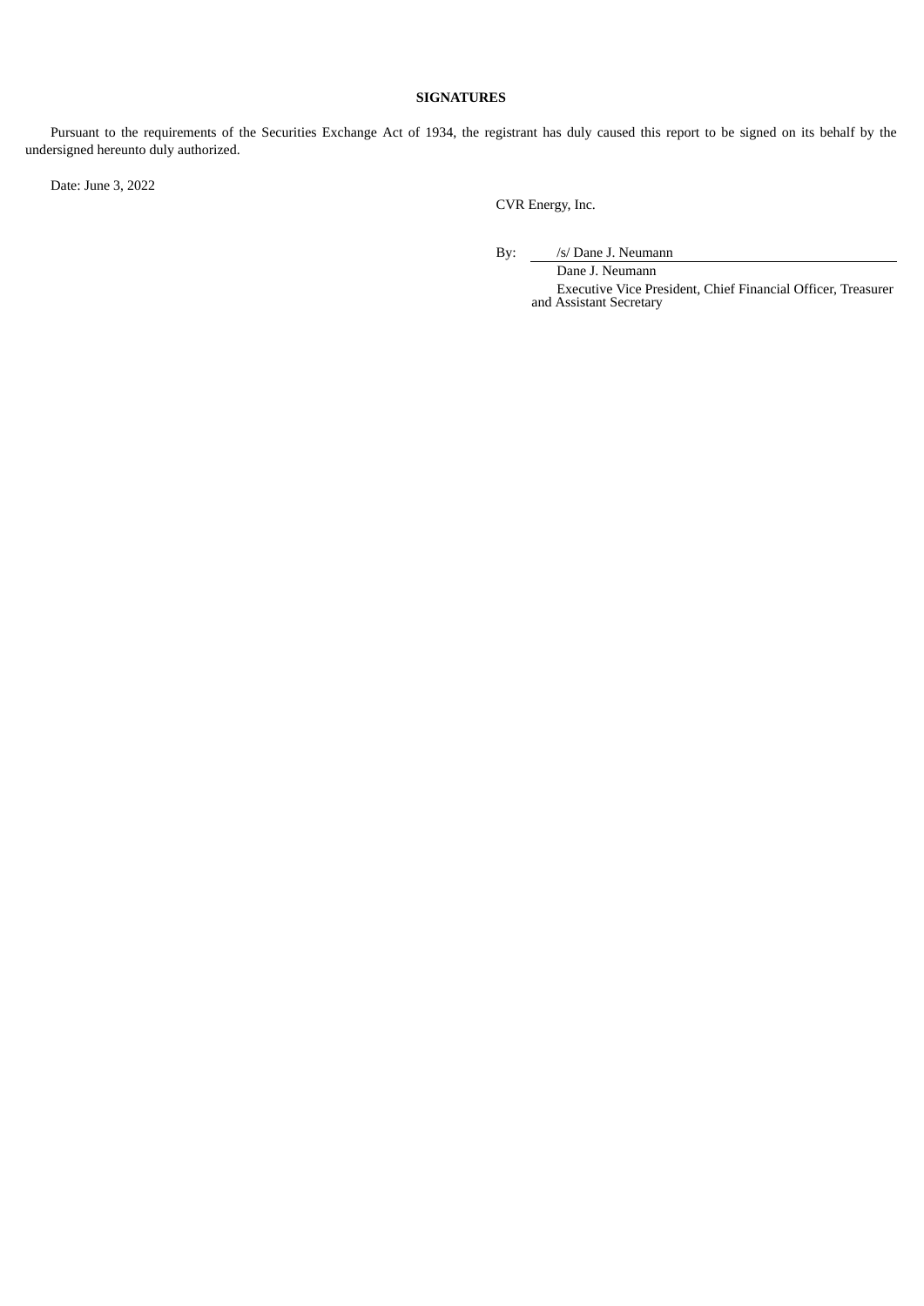**SIGNATURES**

Pursuant to the requirements of the Securities Exchange Act of 1934, the registrant has duly caused this report to be signed on its behalf by the undersigned hereunto duly authorized.

Date: June 3, 2022

CVR Energy, Inc.

By: /s/ Dane J. Neumann

Dane J. Neumann

Executive Vice President, Chief Financial Officer, Treasurer and Assistant Secretary